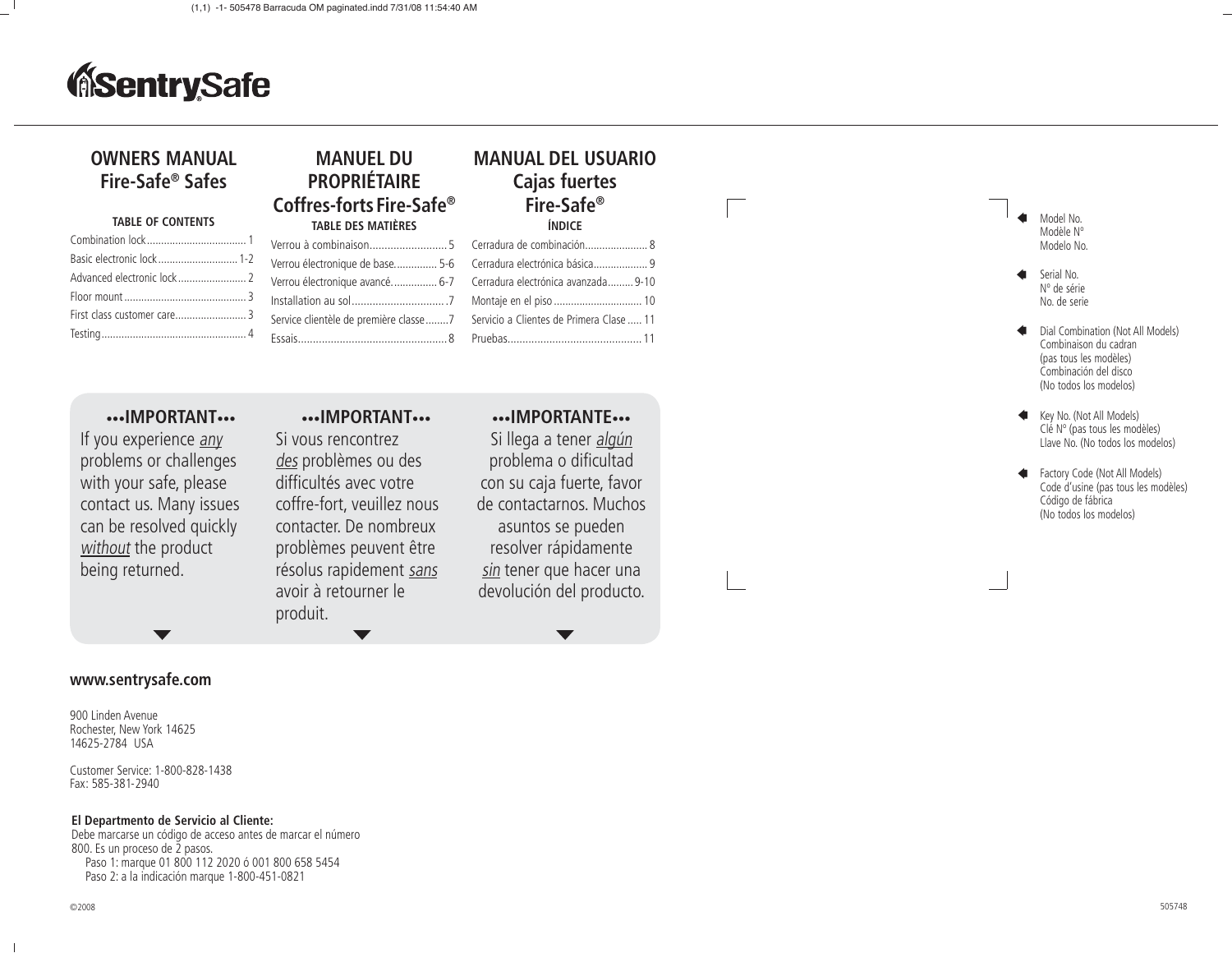# SentrySafe

## OWNERS MANUAL
## Fire-Safe® Safes

**TABLE OF CONTENTS**

| | |
|---|---|
| Combination lock | 1 |
| Basic electronic lock | 1-2 |
| Advanced electronic lock | 2 |
| Floor mount | 3 |
| First class customer care | 3 |
| Testing | 4 |

## MANUEL DU PROPRIÉTAIRE
## Coffres-forts Fire-Safe®

**TABLE DES MATIÈRES**

| | |
|---|---|
| Verrou à combinaison | 5 |
| Verrou électronique de base | 5-6 |
| Verrou électronique avancé | 6-7 |
| Installation au sol | 7 |
| Service clientèle de première classe | 7 |
| Essais | 8 |

## MANUAL DEL USUARIO
## Cajas fuertes
## Fire-Safe®

**ÍNDICE**

| | |
|---|---|
| Cerradura de combinación | 8 |
| Cerradura electrónica básica | 9 |
| Cerradura electrónica avanzada | 9-10 |
| Montaje en el piso | 10 |
| Servicio a Clientes de Primera Clase | 11 |
| Pruebas | 11 |

**•••IMPORTANT•••**

If you experience *any* problems or challenges with your safe, please contact us. Many issues can be resolved quickly *without* the product being returned.

**•••IMPORTANT•••**

Si vous rencontrez *des* problèmes ou des difficultés avec votre coffre-fort, veuillez nous contacter. De nombreux problèmes peuvent être résolus rapidement *sans* avoir à retourner le produit.

**•••IMPORTANTE•••**

Si llega a tener *algún* problema o dificultad con su caja fuerte, favor de contactarnos. Muchos asuntos se pueden resolver rápidamente *sin* tener que hacer una devolución del producto.

- Model No.
  Modèle N°
  Modelo No.
- Serial No.
  N° de série
  No. de serie
- Dial Combination (Not All Models)
  Combinaison du cadran (pas tous les modèles)
  Combinación del disco (No todos los modelos)
- Key No. (Not All Models)
  Clé N° (pas tous les modèles)
  Llave No. (No todos los modelos)
- Factory Code (Not All Models)
  Code d'usine (pas tous les modèles)
  Código de fábrica (No todos los modelos)

**www.sentrysafe.com**

900 Linden Avenue
Rochester, New York 14625
14625-2784 USA

Customer Service: 1-800-828-1438
Fax: 585-381-2940

**El Departmento de Servicio al Cliente:**
Debe marcarse un código de acceso antes de marcar el número 800. Es un proceso de 2 pasos.
Paso 1: marque 01 800 112 2020 ó 001 800 658 5454
Paso 2: a la indicación marque 1-800-451-0821

©2008

505748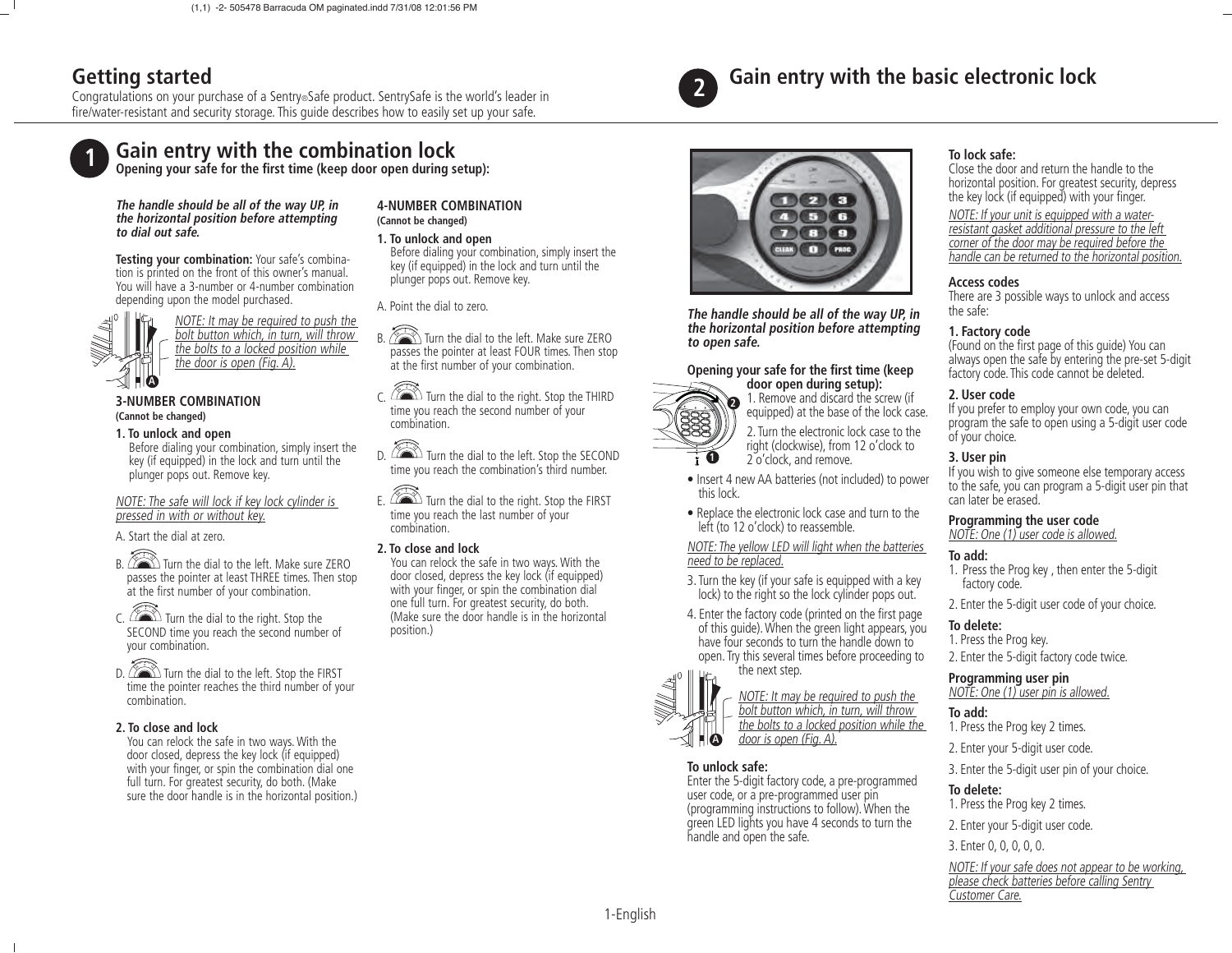# Getting started

Congratulations on your purchase of a Sentry®Safe product. SentrySafe is the world's leader in fire/water-resistant and security storage. This guide describes how to easily set up your safe.

## 1 Gain entry with the combination lock

**Opening your safe for the first time (keep door open during setup):**

***The handle should be all of the way UP, in the horizontal position before attempting to dial out safe.***

**Testing your combination:** Your safe's combination is printed on the front of this owner's manual. You will have a 3-number or 4-number combination depending upon the model purchased.

*NOTE: It may be required to push the bolt button which, in turn, will throw the bolts to a locked position while the door is open (Fig. A).*

### 3-NUMBER COMBINATION

**(Cannot be changed)**

**1. To unlock and open**

Before dialing your combination, simply insert the key (if equipped) in the lock and turn until the plunger pops out. Remove key.

*NOTE: The safe will lock if key lock cylinder is pressed in with or without key.*

A. Start the dial at zero.

B. Turn the dial to the left. Make sure ZERO passes the pointer at least THREE times. Then stop at the first number of your combination.

C. Turn the dial to the right. Stop the SECOND time you reach the second number of your combination.

D. Turn the dial to the left. Stop the FIRST time the pointer reaches the third number of your combination.

**2. To close and lock**

You can relock the safe in two ways. With the door closed, depress the key lock (if equipped) with your finger, or spin the combination dial one full turn. For greatest security, do both. (Make sure the door handle is in the horizontal position.)

### 4-NUMBER COMBINATION

**(Cannot be changed)**

**1. To unlock and open**

Before dialing your combination, simply insert the key (if equipped) in the lock and turn until the plunger pops out. Remove key.

A. Point the dial to zero.

B. Turn the dial to the left. Make sure ZERO passes the pointer at least FOUR times. Then stop at the first number of your combination.

C. Turn the dial to the right. Stop the THIRD time you reach the second number of your combination.

D. Turn the dial to the left. Stop the SECOND time you reach the combination's third number.

E. Turn the dial to the right. Stop the FIRST time you reach the last number of your combination.

**2. To close and lock**

You can relock the safe in two ways. With the door closed, depress the key lock (if equipped) with your finger, or spin the combination dial one full turn. For greatest security, do both. (Make sure the door handle is in the horizontal position.)

## 2 Gain entry with the basic electronic lock

***The handle should be all of the way UP, in the horizontal position before attempting to open safe.***

**Opening your safe for the first time (keep door open during setup):**

1. Remove and discard the screw (if equipped) at the base of the lock case.

2. Turn the electronic lock case to the right (clockwise), from 12 o'clock to 2 o'clock, and remove.

- Insert 4 new AA batteries (not included) to power this lock.
- Replace the electronic lock case and turn to the left (to 12 o'clock) to reassemble.

*NOTE: The yellow LED will light when the batteries need to be replaced.*

3. Turn the key (if your safe is equipped with a key lock) to the right so the lock cylinder pops out.

4. Enter the factory code (printed on the first page of this guide). When the green light appears, you have four seconds to turn the handle down to open. Try this several times before proceeding to the next step.

*NOTE: It may be required to push the bolt button which, in turn, will throw the bolts to a locked position while the door is open (Fig. A).*

**To unlock safe:**

Enter the 5-digit factory code, a pre-programmed user code, or a pre-programmed user pin (programming instructions to follow). When the green LED lights you have 4 seconds to turn the handle and open the safe.

**To lock safe:**

Close the door and return the handle to the horizontal position. For greatest security, depress the key lock (if equipped) with your finger.

*NOTE: If your unit is equipped with a water-resistant gasket additional pressure to the left corner of the door may be required before the handle can be returned to the horizontal position.*

**Access codes**

There are 3 possible ways to unlock and access the safe:

**1. Factory code**

(Found on the first page of this guide) You can always open the safe by entering the pre-set 5-digit factory code. This code cannot be deleted.

**2. User code**

If you prefer to employ your own code, you can program the safe to open using a 5-digit user code of your choice.

**3. User pin**

If you wish to give someone else temporary access to the safe, you can program a 5-digit user pin that can later be erased.

**Programming the user code**

*NOTE: One (1) user code is allowed.*

**To add:**

1. Press the Prog key , then enter the 5-digit factory code.
2. Enter the 5-digit user code of your choice.

**To delete:**

1. Press the Prog key.
2. Enter the 5-digit factory code twice.

**Programming user pin**

*NOTE: One (1) user pin is allowed.*

**To add:**

1. Press the Prog key 2 times.
2. Enter your 5-digit user code.
3. Enter the 5-digit user pin of your choice.

**To delete:**

1. Press the Prog key 2 times.
2. Enter your 5-digit user code.
3. Enter 0, 0, 0, 0, 0.

*NOTE: If your safe does not appear to be working, please check batteries before calling Sentry Customer Care.*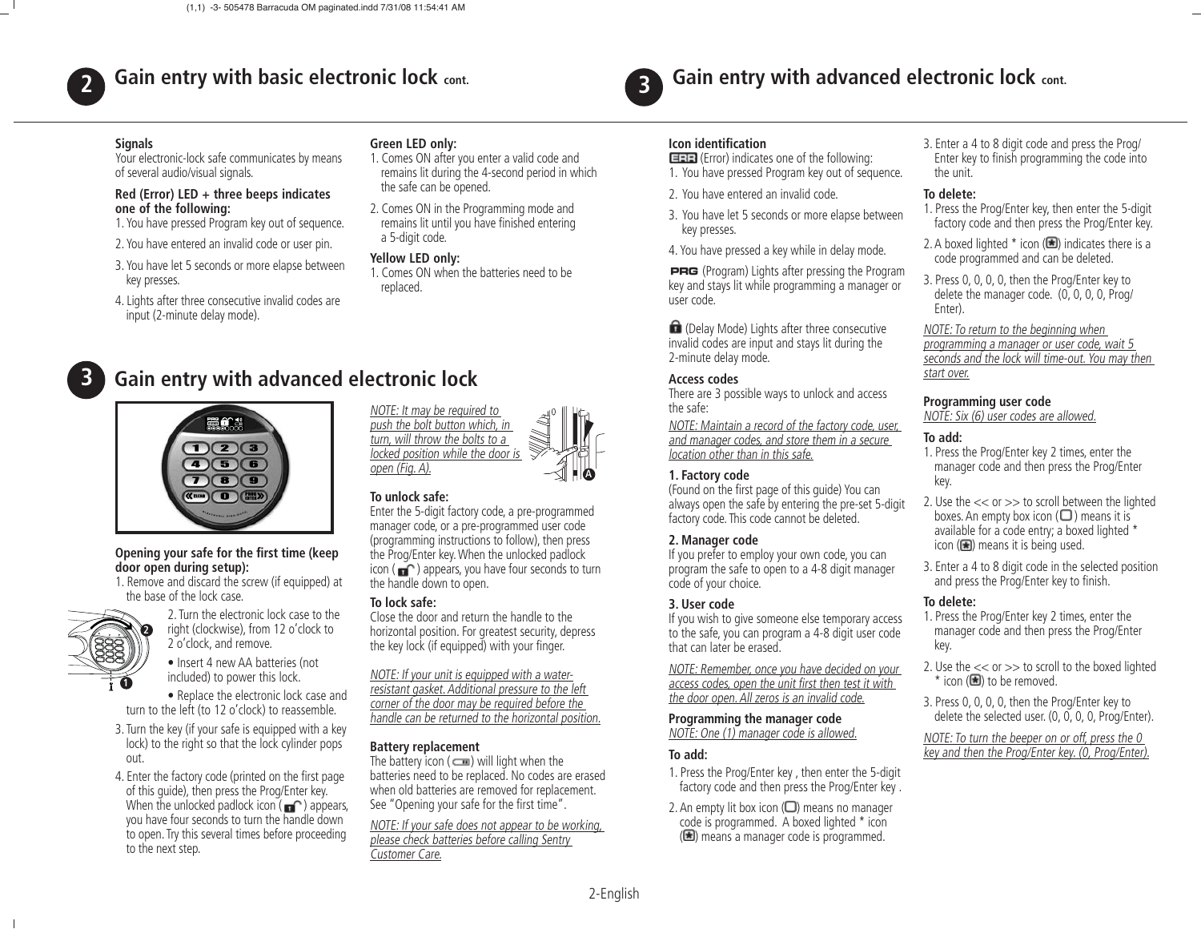## 2 Gain entry with basic electronic lock cont.

**Signals**
Your electronic-lock safe communicates by means of several audio/visual signals.

**Red (Error) LED + three beeps indicates one of the following:**
1. You have pressed Program key out of sequence.
2. You have entered an invalid code or user pin.
3. You have let 5 seconds or more elapse between key presses.
4. Lights after three consecutive invalid codes are input (2-minute delay mode).

**Green LED only:**
1. Comes ON after you enter a valid code and remains lit during the 4-second period in which the safe can be opened.
2. Comes ON in the Programming mode and remains lit until you have finished entering a 5-digit code.

**Yellow LED only:**
1. Comes ON when the batteries need to be replaced.

## 3 Gain entry with advanced electronic lock

**Opening your safe for the first time (keep door open during setup):**
1. Remove and discard the screw (if equipped) at the base of the lock case.
2. Turn the electronic lock case to the right (clockwise), from 12 o'clock to 2 o'clock, and remove.
   - Insert 4 new AA batteries (not included) to power this lock.
   - Replace the electronic lock case and turn to the left (to 12 o'clock) to reassemble.
3. Turn the key (if your safe is equipped with a key lock) to the right so that the lock cylinder pops out.
4. Enter the factory code (printed on the first page of this guide), then press the Prog/Enter key. When the unlocked padlock icon ( ) appears, you have four seconds to turn the handle down to open. Try this several times before proceeding to the next step.

_NOTE: It may be required to push the bolt button which, in turn, will throw the bolts to a locked position while the door is open (Fig. A)._

**To unlock safe:**
Enter the 5-digit factory code, a pre-programmed manager code, or a pre-programmed user code (programming instructions to follow), then press the Prog/Enter key. When the unlocked padlock icon ( ) appears, you have four seconds to turn the handle down to open.

**To lock safe:**
Close the door and return the handle to the horizontal position. For greatest security, depress the key lock (if equipped) with your finger.

_NOTE: If your unit is equipped with a water-resistant gasket. Additional pressure to the left corner of the door may be required before the handle can be returned to the horizontal position._

**Battery replacement**
The battery icon ( ) will light when the batteries need to be replaced. No codes are erased when old batteries are removed for replacement. See "Opening your safe for the first time".

_NOTE: If your safe does not appear to be working, please check batteries before calling Sentry Customer Care._

## 3 Gain entry with advanced electronic lock cont.

**Icon identification**
ERR (Error) indicates one of the following:
1. You have pressed Program key out of sequence.
2. You have entered an invalid code.
3. You have let 5 seconds or more elapse between key presses.
4. You have pressed a key while in delay mode.

PRG (Program) Lights after pressing the Program key and stays lit while programming a manager or user code.

(Delay Mode) Lights after three consecutive invalid codes are input and stays lit during the 2-minute delay mode.

**Access codes**
There are 3 possible ways to unlock and access the safe:

_NOTE: Maintain a record of the factory code, user, and manager codes, and store them in a secure location other than in this safe._

**1. Factory code**
(Found on the first page of this guide) You can always open the safe by entering the pre-set 5-digit factory code. This code cannot be deleted.

**2. Manager code**
If you prefer to employ your own code, you can program the safe to open to a 4-8 digit manager code of your choice.

**3. User code**
If you wish to give someone else temporary access to the safe, you can program a 4-8 digit user code that can later be erased.

_NOTE: Remember, once you have decided on your access codes, open the unit first then test it with the door open. All zeros is an invalid code._

**Programming the manager code**
_NOTE: One (1) manager code is allowed._

**To add:**
1. Press the Prog/Enter key , then enter the 5-digit factory code and then press the Prog/Enter key .
2. An empty lit box icon ( ) means no manager code is programmed. A boxed lighted * icon ( ) means a manager code is programmed.
3. Enter a 4 to 8 digit code and press the Prog/Enter key to finish programming the code into the unit.

**To delete:**
1. Press the Prog/Enter key, then enter the 5-digit factory code and then press the Prog/Enter key.
2. A boxed lighted * icon ( ) indicates there is a code programmed and can be deleted.
3. Press 0, 0, 0, 0, then the Prog/Enter key to delete the manager code. (0, 0, 0, 0, Prog/Enter).

_NOTE: To return to the beginning when programming a manager or user code, wait 5 seconds and the lock will time-out. You may then start over._

**Programming user code**
_NOTE: Six (6) user codes are allowed._

**To add:**
1. Press the Prog/Enter key 2 times, enter the manager code and then press the Prog/Enter key.
2. Use the << or >> to scroll between the lighted boxes. An empty box icon ( ) means it is available for a code entry; a boxed lighted * icon ( ) means it is being used.
3. Enter a 4 to 8 digit code in the selected position and press the Prog/Enter key to finish.

**To delete:**
1. Press the Prog/Enter key 2 times, enter the manager code and then press the Prog/Enter key.
2. Use the << or >> to scroll to the boxed lighted * icon ( ) to be removed.
3. Press 0, 0, 0, 0, then the Prog/Enter key to delete the selected user. (0, 0, 0, 0, Prog/Enter).

_NOTE: To turn the beeper on or off, press the 0 key and then the Prog/Enter key. (0, Prog/Enter)._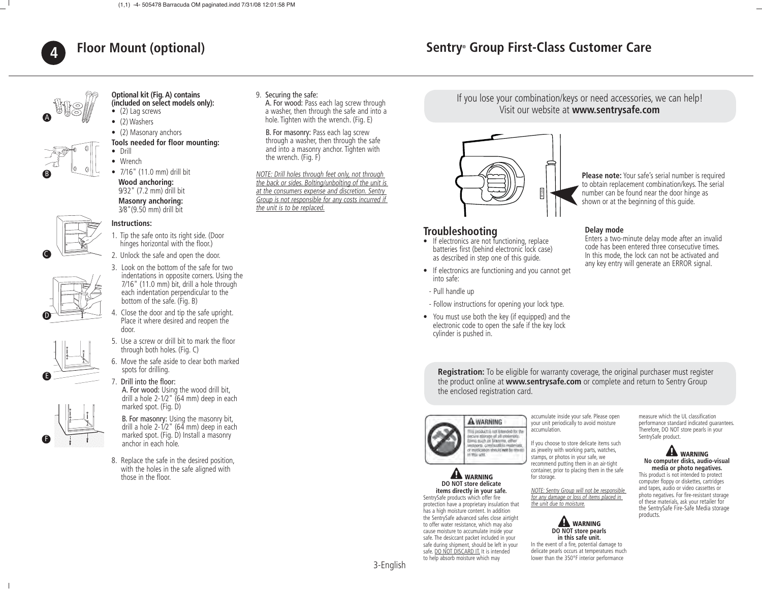# 4 Floor Mount (optional)

**Optional kit (Fig. A) contains (included on select models only):**

- (2) Lag screws
- (2) Washers
- (2) Masonary anchors

**Tools needed for floor mounting:**

- Drill
- Wrench
- 7/16" (11.0 mm) drill bit

  **Wood anchoring:**
  9⁄32" (7.2 mm) drill bit

  **Masonry anchoring:**
  3⁄8"(9.50 mm) drill bit

**Instructions:**

1. Tip the safe onto its right side. (Door hinges horizontal with the floor.)
2. Unlock the safe and open the door.
3. Look on the bottom of the safe for two indentations in opposite corners. Using the 7/16" (11.0 mm) bit, drill a hole through each indentation perpendicular to the bottom of the safe. (Fig. B)
4. Close the door and tip the safe upright. Place it where desired and reopen the door.
5. Use a screw or drill bit to mark the floor through both holes. (Fig. C)
6. Move the safe aside to clear both marked spots for drilling.
7. Drill into the floor:
   A. For wood: Using the wood drill bit, drill a hole 2-1/2" (64 mm) deep in each marked spot. (Fig. D)

   B. For masonry: Using the masonry bit, drill a hole 2-1/2" (64 mm) deep in each marked spot. (Fig. D) Install a masonry anchor in each hole.
8. Replace the safe in the desired position, with the holes in the safe aligned with those in the floor.
9. Securing the safe:
   A. For wood: Pass each lag screw through a washer, then through the safe and into a hole. Tighten with the wrench. (Fig. E)

   B. For masonry: Pass each lag screw through a washer, then through the safe and into a masonry anchor. Tighten with the wrench. (Fig. F)

*NOTE: Drill holes through feet only, not through the back or sides. Bolting/unbolting of the unit is at the consumers expense and discretion. Sentry Group is not responsible for any costs incurred if the unit is to be replaced.*

# Sentry® Group First-Class Customer Care

If you lose your combination/keys or need accessories, we can help!
Visit our website at **www.sentrysafe.com**

**Please note:** Your safe's serial number is required to obtain replacement combination/keys. The serial number can be found near the door hinge as shown or at the beginning of this guide.

## Troubleshooting

- If electronics are not functioning, replace batteries first (behind electronic lock case) as described in step one of this guide.
- If electronics are functioning and you cannot get into safe:
  - Pull handle up
  - Follow instructions for opening your lock type.
- You must use both the key (if equipped) and the electronic code to open the safe if the key lock cylinder is pushed in.

**Delay mode**
Enters a two-minute delay mode after an invalid code has been entered three consecutive times. In this mode, the lock can not be activated and any key entry will generate an ERROR signal.

**Registration:** To be eligible for warranty coverage, the original purchaser must register the product online at **www.sentrysafe.com** or complete and return to Sentry Group the enclosed registration card.

**WARNING**
This product is not intended for the secure storage of all materials. Items such as firearms, other weapons, combustible materials, or medication should **not** be stored in this unit.

**WARNING**
**DO NOT store delicate items directly in your safe.**
SentrySafe products which offer fire protection have a proprietary insulation that has a high moisture content. In addition the SentrySafe advanced safes close airtight to offer water resistance, which may also cause moisture to accumulate inside your safe. The desiccant packet included in your safe during shipment, should be left in your safe. DO NOT DISCARD IT. It is intended to help absorb moisture which may accumulate inside your safe. Please open your unit periodically to avoid moisture accumulation.

If you choose to store delicate items such as jewelry with working parts, watches, stamps, or photos in your safe, we recommend putting them in an air-tight container, prior to placing them in the safe for storage.

*NOTE: Sentry Group will not be responsible for any damage or loss of items placed in the unit due to moisture.*

**WARNING**
**DO NOT store pearls in this safe unit.**
In the event of a fire, potential damage to delicate pearls occurs at temperatures much lower than the 350°F interior performance measure which the UL classification performance standard indicated guarantees. Therefore, DO NOT store pearls in your SentrySafe product.

**WARNING**
**No computer disks, audio-visual media or photo negatives.**
This product is not intended to protect computer floppy or diskettes, cartridges and tapes, audio or video cassettes or photo negatives. For fire-resistant storage of these materials, ask your retailer for the SentrySafe Fire-Safe Media storage products.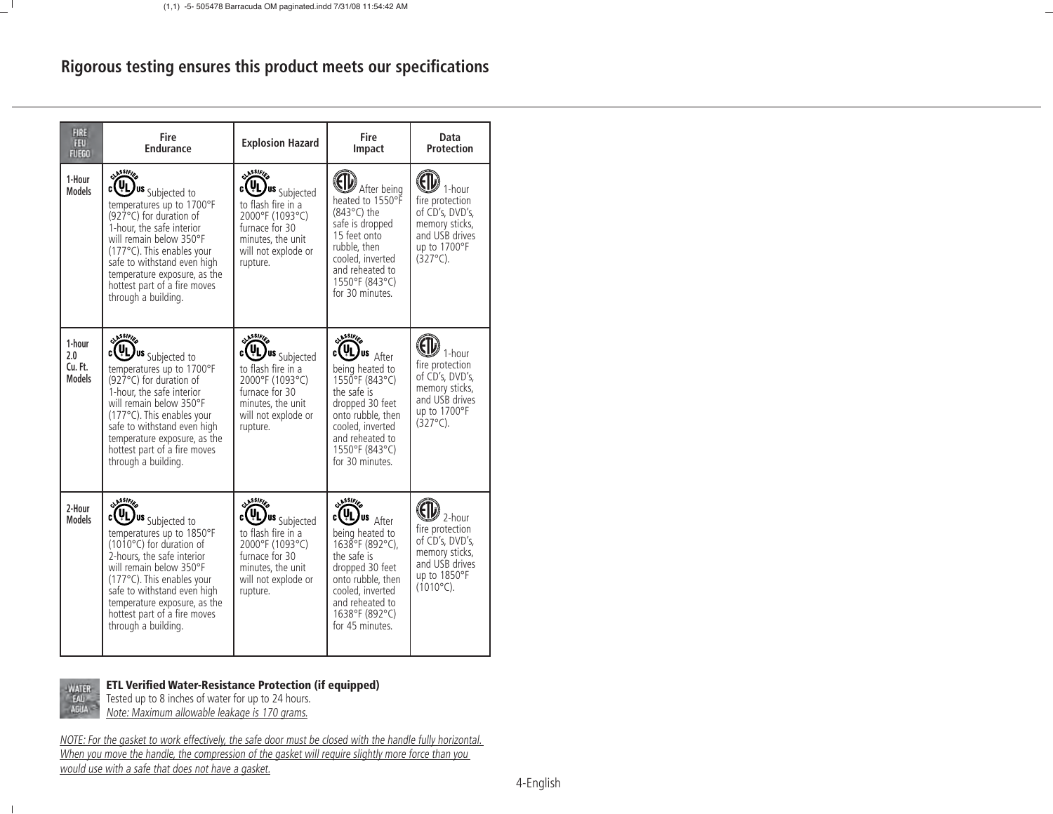## Rigorous testing ensures this product meets our specifications

| FIRE FEU FUEGO | Fire Endurance | Explosion Hazard | Fire Impact | Data Protection |
|---|---|---|---|---|
| **1-Hour Models** | Subjected to temperatures up to 1700°F (927°C) for duration of 1-hour, the safe interior will remain below 350°F (177°C). This enables your safe to withstand even high temperature exposure, as the hottest part of a fire moves through a building. | Subjected to flash fire in a 2000°F (1093°C) furnace for 30 minutes, the unit will not explode or rupture. | After being heated to 1550°F (843°C) the safe is dropped 15 feet onto rubble, then cooled, inverted and reheated to 1550°F (843°C) for 30 minutes. | 1-hour fire protection of CD's, DVD's, memory sticks, and USB drives up to 1700°F (327°C). |
| **1-hour 2.0 Cu. Ft. Models** | Subjected to temperatures up to 1700°F (927°C) for duration of 1-hour, the safe interior will remain below 350°F (177°C). This enables your safe to withstand even high temperature exposure, as the hottest part of a fire moves through a building. | Subjected to flash fire in a 2000°F (1093°C) furnace for 30 minutes, the unit will not explode or rupture. | After being heated to 1550°F (843°C) the safe is dropped 30 feet onto rubble, then cooled, inverted and reheated to 1550°F (843°C) for 30 minutes. | 1-hour fire protection of CD's, DVD's, memory sticks, and USB drives up to 1700°F (327°C). |
| **2-Hour Models** | Subjected to temperatures up to 1850°F (1010°C) for duration of 2-hours, the safe interior will remain below 350°F (177°C). This enables your safe to withstand even high temperature exposure, as the hottest part of a fire moves through a building. | Subjected to flash fire in a 2000°F (1093°C) furnace for 30 minutes, the unit will not explode or rupture. | After being heated to 1638°F (892°C), the safe is dropped 30 feet onto rubble, then cooled, inverted and reheated to 1638°F (892°C) for 45 minutes. | 2-hour fire protection of CD's, DVD's, memory sticks, and USB drives up to 1850°F (1010°C). |

WATER EAU AGUA

**ETL Verified Water-Resistance Protection (if equipped)**
Tested up to 8 inches of water for up to 24 hours.
*Note: Maximum allowable leakage is 170 grams.*

*NOTE: For the gasket to work effectively, the safe door must be closed with the handle fully horizontal. When you move the handle, the compression of the gasket will require slightly more force than you would use with a safe that does not have a gasket.*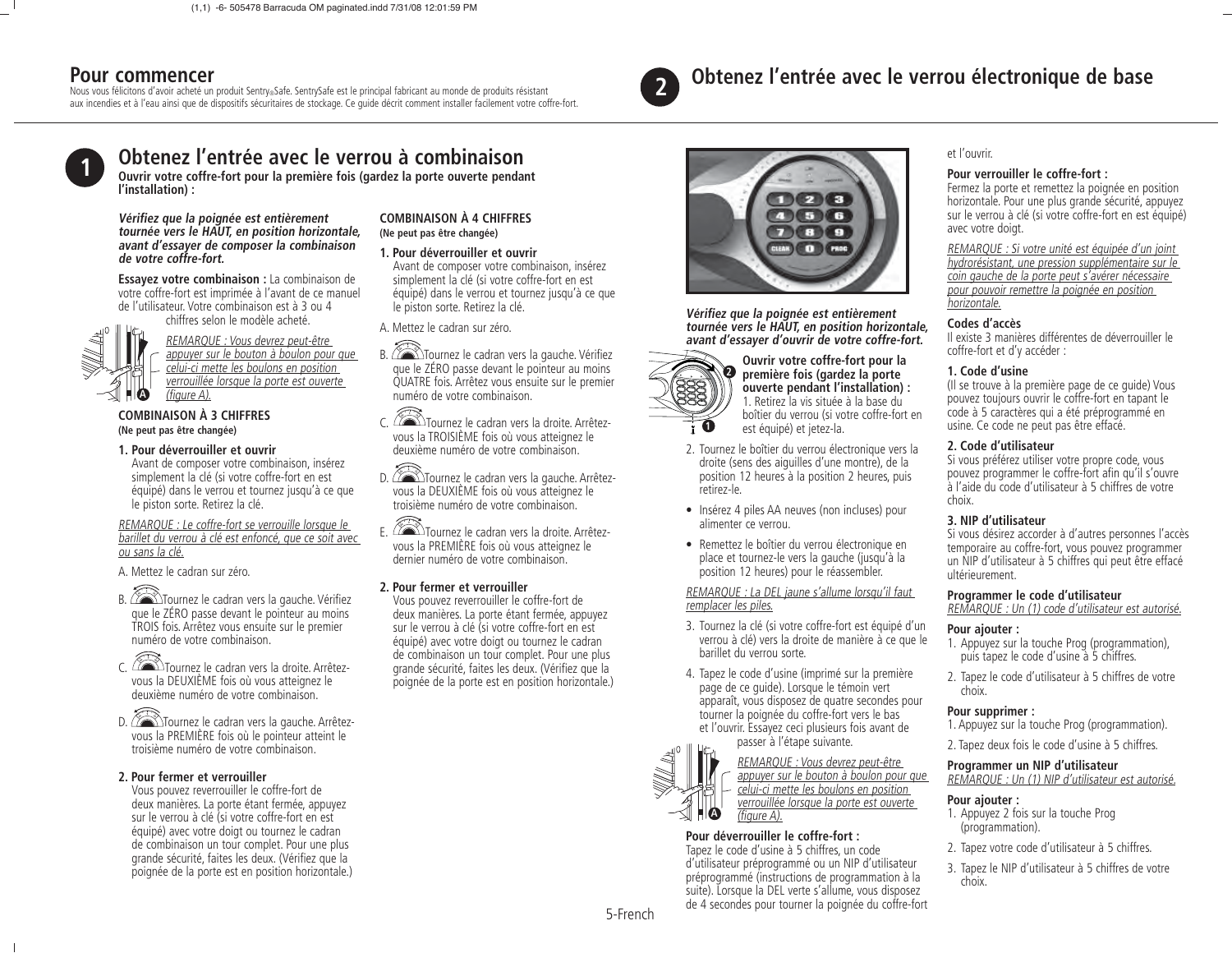## Pour commencer

Nous vous félicitons d'avoir acheté un produit Sentry®Safe. SentrySafe est le principal fabricant au monde de produits résistant aux incendies et à l'eau ainsi que de dispositifs sécuritaires de stockage. Ce guide décrit comment installer facilement votre coffre-fort.

# 1 Obtenez l'entrée avec le verrou à combinaison

**Ouvrir votre coffre-fort pour la première fois (gardez la porte ouverte pendant l'installation) :**

***Vérifiez que la poignée est entièrement tournée vers le HAUT, en position horizontale, avant d'essayer de composer la combinaison de votre coffre-fort.***

**Essayez votre combinaison :** La combinaison de votre coffre-fort est imprimée à l'avant de ce manuel de l'utilisateur. Votre combinaison est à 3 ou 4 chiffres selon le modèle acheté.

*REMARQUE : Vous devrez peut-être appuyer sur le bouton à boulon pour que celui-ci mette les boulons en position verrouillée lorsque la porte est ouverte (figure A).*

A

### COMBINAISON À 3 CHIFFRES
**(Ne peut pas être changée)**

**1. Pour déverrouiller et ouvrir**
Avant de composer votre combinaison, insérez simplement la clé (si votre coffre-fort en est équipé) dans le verrou et tournez jusqu'à ce que le piston sorte. Retirez la clé.

*REMARQUE : Le coffre-fort se verrouille lorsque le barillet du verrou à clé est enfoncé, que ce soit avec ou sans la clé.*

A. Mettez le cadran sur zéro.

B. Tournez le cadran vers la gauche. Vérifiez que le ZÉRO passe devant le pointeur au moins TROIS fois. Arrêtez vous ensuite sur le premier numéro de votre combinaison.

C. Tournez le cadran vers la droite. Arrêtez-vous la DEUXIÈME fois où vous atteignez le deuxième numéro de votre combinaison.

D. Tournez le cadran vers la gauche. Arrêtez-vous la PREMIÈRE fois où le pointeur atteint le troisième numéro de votre combinaison.

**2. Pour fermer et verrouiller**
Vous pouvez reverrouiller le coffre-fort de deux manières. La porte étant fermée, appuyez sur le verrou à clé (si votre coffre-fort en est équipé) avec votre doigt ou tournez le cadran de combinaison un tour complet. Pour une plus grande sécurité, faites les deux. (Vérifiez que la poignée de la porte est en position horizontale.)

### COMBINAISON À 4 CHIFFRES
**(Ne peut pas être changée)**

**1. Pour déverrouiller et ouvrir**
Avant de composer votre combinaison, insérez simplement la clé (si votre coffre-fort en est équipé) dans le verrou et tournez jusqu'à ce que le piston sorte. Retirez la clé.

A. Mettez le cadran sur zéro.

B. Tournez le cadran vers la gauche. Vérifiez que le ZÉRO passe devant le pointeur au moins QUATRE fois. Arrêtez vous ensuite sur le premier numéro de votre combinaison.

C. Tournez le cadran vers la droite. Arrêtez-vous la TROISIÈME fois où vous atteignez le deuxième numéro de votre combinaison.

D. Tournez le cadran vers la gauche. Arrêtez-vous la DEUXIÈME fois où vous atteignez le troisième numéro de votre combinaison.

E. Tournez le cadran vers la droite. Arrêtez-vous la PREMIÈRE fois où vous atteignez le dernier numéro de votre combinaison.

**2. Pour fermer et verrouiller**
Vous pouvez reverrouiller le coffre-fort de deux manières. La porte étant fermée, appuyez sur le verrou à clé (si votre coffre-fort en est équipé) avec votre doigt ou tournez le cadran de combinaison un tour complet. Pour une plus grande sécurité, faites les deux. (Vérifiez que la poignée de la porte est en position horizontale.)

# 2 Obtenez l'entrée avec le verrou électronique de base

***Vérifiez que la poignée est entièrement tournée vers le HAUT, en position horizontale, avant d'essayer d'ouvrir de votre coffre-fort.***

**Ouvrir votre coffre-fort pour la première fois (gardez la porte ouverte pendant l'installation) :**

1. Retirez la vis située à la base du boîtier du verrou (si votre coffre-fort en est équipé) et jetez-la.
2. Tournez le boîtier du verrou électronique vers la droite (sens des aiguilles d'une montre), de la position 12 heures à la position 2 heures, puis retirez-le.

- Insérez 4 piles AA neuves (non incluses) pour alimenter ce verrou.
- Remettez le boîtier du verrou électronique en place et tournez-le vers la gauche (jusqu'à la position 12 heures) pour le réassembler.

*REMARQUE : La DEL jaune s'allume lorsqu'il faut remplacer les piles.*

3. Tournez la clé (si votre coffre-fort est équipé d'un verrou à clé) vers la droite de manière à ce que le barillet du verrou sorte.
4. Tapez le code d'usine (imprimé sur la première page de ce guide). Lorsque le témoin vert apparaît, vous disposez de quatre secondes pour tourner la poignée du coffre-fort vers le bas et l'ouvrir. Essayez ceci plusieurs fois avant de passer à l'étape suivante.

*REMARQUE : Vous devrez peut-être appuyer sur le bouton à boulon pour que celui-ci mette les boulons en position verrouillée lorsque la porte est ouverte (figure A).*

A

**Pour déverrouiller le coffre-fort :**
Tapez le code d'usine à 5 chiffres, un code d'utilisateur préprogrammé ou un NIP d'utilisateur préprogrammé (instructions de programmation à la suite). Lorsque la DEL verte s'allume, vous disposez de 4 secondes pour tourner la poignée du coffre-fort et l'ouvrir.

**Pour verrouiller le coffre-fort :**
Fermez la porte et remettez la poignée en position horizontale. Pour une plus grande sécurité, appuyez sur le verrou à clé (si votre coffre-fort en est équipé) avec votre doigt.

*REMARQUE : Si votre unité est équipée d'un joint hydrorésistant, une pression supplémentaire sur le coin gauche de la porte peut s'avérer nécessaire pour pouvoir remettre la poignée en position horizontale.*

**Codes d'accès**
Il existe 3 manières différentes de déverrouiller le coffre-fort et d'y accéder :

**1. Code d'usine**
(Il se trouve à la première page de ce guide) Vous pouvez toujours ouvrir le coffre-fort en tapant le code à 5 caractères qui a été préprogrammé en usine. Ce code ne peut pas être effacé.

**2. Code d'utilisateur**
Si vous préférez utiliser votre propre code, vous pouvez programmer le coffre-fort afin qu'il s'ouvre à l'aide du code d'utilisateur à 5 chiffres de votre choix.

**3. NIP d'utilisateur**
Si vous désirez accorder à d'autres personnes l'accès temporaire au coffre-fort, vous pouvez programmer un NIP d'utilisateur à 5 chiffres qui peut être effacé ultérieurement.

**Programmer le code d'utilisateur**
*REMARQUE : Un (1) code d'utilisateur est autorisé.*

**Pour ajouter :**
1. Appuyez sur la touche Prog (programmation), puis tapez le code d'usine à 5 chiffres.
2. Tapez le code d'utilisateur à 5 chiffres de votre choix.

**Pour supprimer :**
1. Appuyez sur la touche Prog (programmation).
2. Tapez deux fois le code d'usine à 5 chiffres.

**Programmer un NIP d'utilisateur**
*REMARQUE : Un (1) NIP d'utilisateur est autorisé.*

**Pour ajouter :**
1. Appuyez 2 fois sur la touche Prog (programmation).
2. Tapez votre code d'utilisateur à 5 chiffres.
3. Tapez le NIP d'utilisateur à 5 chiffres de votre choix.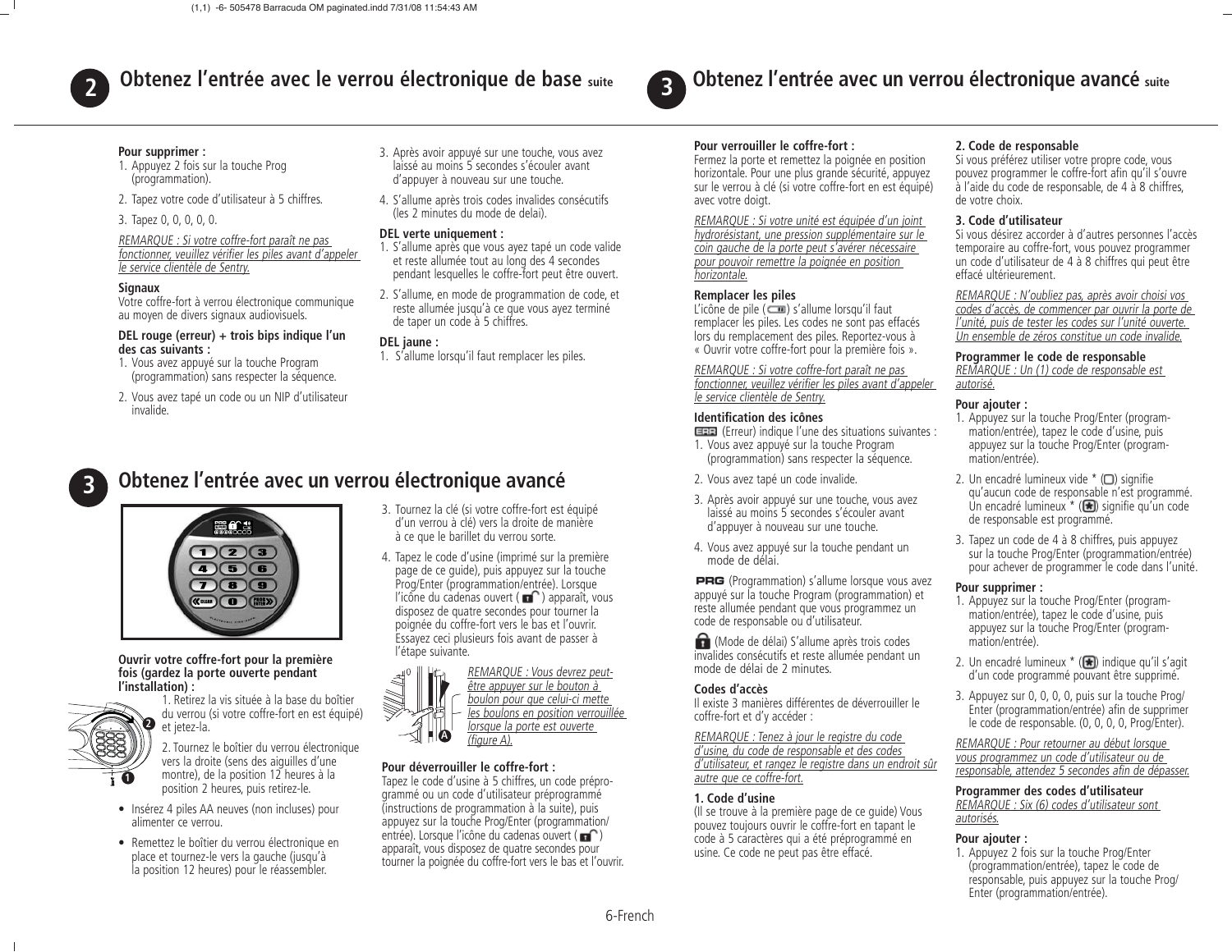## 2 Obtenez l'entrée avec le verrou électronique de base suite

**Pour supprimer :**

1. Appuyez 2 fois sur la touche Prog (programmation).
2. Tapez votre code d'utilisateur à 5 chiffres.
3. Tapez 0, 0, 0, 0, 0.

*REMARQUE : Si votre coffre-fort paraît ne pas fonctionner, veuillez vérifier les piles avant d'appeler le service clientèle de Sentry.*

**Signaux**

Votre coffre-fort à verrou électronique communique au moyen de divers signaux audiovisuels.

**DEL rouge (erreur) + trois bips indique l'un des cas suivants :**

1. Vous avez appuyé sur la touche Program (programmation) sans respecter la séquence.
2. Vous avez tapé un code ou un NIP d'utilisateur invalide.
3. Après avoir appuyé sur une touche, vous avez laissé au moins 5 secondes s'écouler avant d'appuyer à nouveau sur une touche.
4. S'allume après trois codes invalides consécutifs (les 2 minutes du mode de delai).

**DEL verte uniquement :**

1. S'allume après que vous ayez tapé un code valide et reste allumée tout au long des 4 secondes pendant lesquelles le coffre-fort peut être ouvert.
2. S'allume, en mode de programmation de code, et reste allumée jusqu'à ce que vous ayez terminé de taper un code à 5 chiffres.

**DEL jaune :**

1. S'allume lorsqu'il faut remplacer les piles.

## 3 Obtenez l'entrée avec un verrou électronique avancé

**Ouvrir votre coffre-fort pour la première fois (gardez la porte ouverte pendant l'installation) :**

1. Retirez la vis située à la base du boîtier du verrou (si votre coffre-fort en est équipé) et jetez-la.

2. Tournez le boîtier du verrou électronique vers la droite (sens des aiguilles d'une montre), de la position 12 heures à la position 2 heures, puis retirez-le.

- Insérez 4 piles AA neuves (non incluses) pour alimenter ce verrou.
- Remettez le boîtier du verrou électronique en place et tournez-le vers la gauche (jusqu'à la position 12 heures) pour le réassembler.

3. Tournez la clé (si votre coffre-fort est équipé d'un verrou à clé) vers la droite de manière à ce que le barillet du verrou sorte.
4. Tapez le code d'usine (imprimé sur la première page de ce guide), puis appuyez sur la touche Prog/Enter (programmation/entrée). Lorsque l'icône du cadenas ouvert ( ) apparaît, vous disposez de quatre secondes pour tourner la poignée du coffre-fort vers le bas et l'ouvrir. Essayez ceci plusieurs fois avant de passer à l'étape suivante.

*REMARQUE : Vous devrez peut-être appuyer sur le bouton à boulon pour que celui-ci mette les boulons en position verrouillée lorsque la porte est ouverte (figure A).*

**Pour déverrouiller le coffre-fort :**

Tapez le code d'usine à 5 chiffres, un code préprogrammé ou un code d'utilisateur préprogrammé (instructions de programmation à la suite), puis appuyez sur la touche Prog/Enter (programmation/entrée). Lorsque l'icône du cadenas ouvert ( ) apparaît, vous disposez de quatre secondes pour tourner la poignée du coffre-fort vers le bas et l'ouvrir.

## 3 Obtenez l'entrée avec un verrou électronique avancé suite

**Pour verrouiller le coffre-fort :**

Fermez la porte et remettez la poignée en position horizontale. Pour une plus grande sécurité, appuyez sur le verrou à clé (si votre coffre-fort en est équipé) avec votre doigt.

*REMARQUE : Si votre unité est équipée d'un joint hydrorésistant, une pression supplémentaire sur le coin gauche de la porte peut s'avérer nécessaire pour pouvoir remettre la poignée en position horizontale.*

**Remplacer les piles**

L'icône de pile ( ) s'allume lorsqu'il faut remplacer les piles. Les codes ne sont pas effacés lors du remplacement des piles. Reportez-vous à « Ouvrir votre coffre-fort pour la première fois ».

*REMARQUE : Si votre coffre-fort paraît ne pas fonctionner, veuillez vérifier les piles avant d'appeler le service clientèle de Sentry.*

**Identification des icônes**

ERR (Erreur) indique l'une des situations suivantes :

1. Vous avez appuyé sur la touche Program (programmation) sans respecter la séquence.
2. Vous avez tapé un code invalide.
3. Après avoir appuyé sur une touche, vous avez laissé au moins 5 secondes s'écouler avant d'appuyer à nouveau sur une touche.
4. Vous avez appuyé sur la touche pendant un mode de délai.

PRG (Programmation) s'allume lorsque vous avez appuyé sur la touche Program (programmation) et reste allumée pendant que vous programmez un code de responsable ou d'utilisateur.

(Mode de délai) S'allume après trois codes invalides consécutifs et reste allumée pendant un mode de délai de 2 minutes.

**Codes d'accès**

Il existe 3 manières différentes de déverrouiller le coffre-fort et d'y accéder :

*REMARQUE : Tenez à jour le registre du code d'usine, du code de responsable et des codes d'utilisateur, et rangez le registre dans un endroit sûr autre que ce coffre-fort.*

**1. Code d'usine**

(Il se trouve à la première page de ce guide) Vous pouvez toujours ouvrir le coffre-fort en tapant le code à 5 caractères qui a été préprogrammé en usine. Ce code ne peut pas être effacé.

**2. Code de responsable**

Si vous préférez utiliser votre propre code, vous pouvez programmer le coffre-fort afin qu'il s'ouvre à l'aide du code de responsable, de 4 à 8 chiffres, de votre choix.

**3. Code d'utilisateur**

Si vous désirez accorder à d'autres personnes l'accès temporaire au coffre-fort, vous pouvez programmer un code d'utilisateur de 4 à 8 chiffres qui peut être effacé ultérieurement.

*REMARQUE : N'oubliez pas, après avoir choisi vos codes d'accès, de commencer par ouvrir la porte de l'unité, puis de tester les codes sur l'unité ouverte. Un ensemble de zéros constitue un code invalide.*

**Programmer le code de responsable**

*REMARQUE : Un (1) code de responsable est autorisé.*

**Pour ajouter :**

1. Appuyez sur la touche Prog/Enter (programmation/entrée), tapez le code d'usine, puis appuyez sur la touche Prog/Enter (programmation/entrée).
2. Un encadré lumineux vide * ( ) signifie qu'aucun code de responsable n'est programmé. Un encadré lumineux * ( ) signifie qu'un code de responsable est programmé.
3. Tapez un code de 4 à 8 chiffres, puis appuyez sur la touche Prog/Enter (programmation/entrée) pour achever de programmer le code dans l'unité.

**Pour supprimer :**

1. Appuyez sur la touche Prog/Enter (programmation/entrée), tapez le code d'usine, puis appuyez sur la touche Prog/Enter (programmation/entrée).
2. Un encadré lumineux * ( ) indique qu'il s'agit d'un code programmé pouvant être supprimé.
3. Appuyez sur 0, 0, 0, 0, puis sur la touche Prog/Enter (programmation/entrée) afin de supprimer le code de responsable. (0, 0, 0, 0, Prog/Enter).

*REMARQUE : Pour retourner au début lorsque vous programmez un code d'utilisateur ou de responsable, attendez 5 secondes afin de dépasser.*

**Programmer des codes d'utilisateur**

*REMARQUE : Six (6) codes d'utilisateur sont autorisés.*

**Pour ajouter :**

1. Appuyez 2 fois sur la touche Prog/Enter (programmation/entrée), tapez le code de responsable, puis appuyez sur la touche Prog/Enter (programmation/entrée).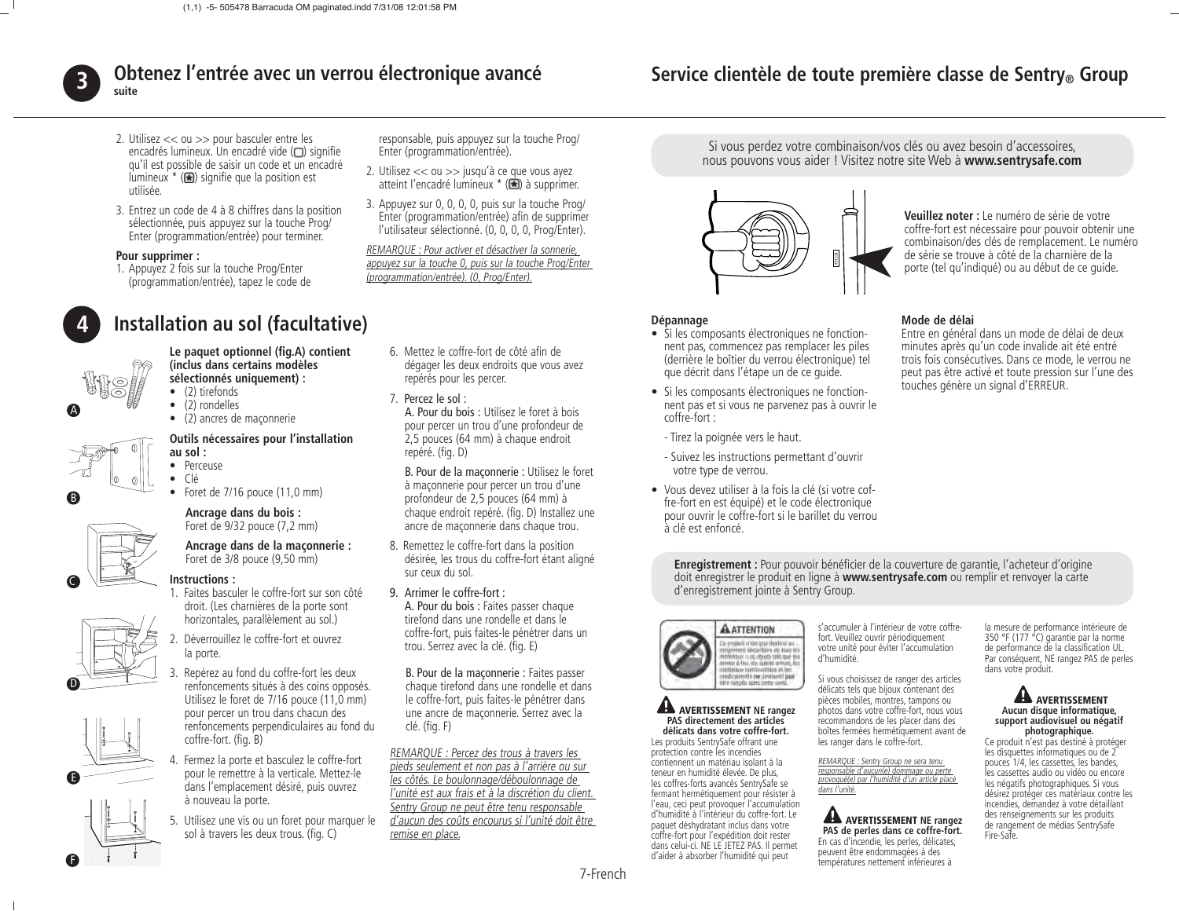## 3 Obtenez l'entrée avec un verrou électronique avancé

**suite**

2. Utilisez << ou >> pour basculer entre les encadrés lumineux. Un encadré vide (▢) signifie qu'il est possible de saisir un code et un encadré lumineux * (▣) signifie que la position est utilisée.
3. Entrez un code de 4 à 8 chiffres dans la position sélectionnée, puis appuyez sur la touche Prog/Enter (programmation/entrée) pour terminer.

**Pour supprimer :**

1. Appuyez 2 fois sur la touche Prog/Enter (programmation/entrée), tapez le code de responsable, puis appuyez sur la touche Prog/Enter (programmation/entrée).
2. Utilisez << ou >> jusqu'à ce que vous ayez atteint l'encadré lumineux * (▣) à supprimer.
3. Appuyez sur 0, 0, 0, 0, puis sur la touche Prog/Enter (programmation/entrée) afin de supprimer l'utilisateur sélectionné. (0, 0, 0, 0, Prog/Enter).

*REMARQUE : Pour activer et désactiver la sonnerie, appuyez sur la touche 0, puis sur la touche Prog/Enter (programmation/entrée). (0, Prog/Enter).*

## 4 Installation au sol (facultative)

A

B

C

D

E

F

**Le paquet optionnel (fig.A) contient (inclus dans certains modèles sélectionnés uniquement) :**

- (2) tirefonds
- (2) rondelles
- (2) ancres de maçonnerie

**Outils nécessaires pour l'installation au sol :**

- Perceuse
- Clé
- Foret de 7/16 pouce (11,0 mm)

**Ancrage dans du bois :**
Foret de 9/32 pouce (7,2 mm)

**Ancrage dans de la maçonnerie :**
Foret de 3/8 pouce (9,50 mm)

**Instructions :**

1. Faites basculer le coffre-fort sur son côté droit. (Les charnières de la porte sont horizontales, parallèlement au sol.)
2. Déverrouillez le coffre-fort et ouvrez la porte.
3. Repérez au fond du coffre-fort les deux renfoncements situés à des coins opposés. Utilisez le foret de 7/16 pouce (11,0 mm) pour percer un trou dans chacun des renfoncements perpendiculaires au fond du coffre-fort. (fig. B)
4. Fermez la porte et basculez le coffre-fort pour le remettre à la verticale. Mettez-le dans l'emplacement désiré, puis ouvrez à nouveau la porte.
5. Utilisez une vis ou un foret pour marquer le sol à travers les deux trous. (fig. C)
6. Mettez le coffre-fort de côté afin de dégager les deux endroits que vous avez repérés pour les percer.
7. Percez le sol :
   A. Pour du bois : Utilisez le foret à bois pour percer un trou d'une profondeur de 2,5 pouces (64 mm) à chaque endroit repéré. (fig. D)

   B. Pour de la maçonnerie : Utilisez le foret à maçonnerie pour percer un trou d'une profondeur de 2,5 pouces (64 mm) à chaque endroit repéré. (fig. D) Installez une ancre de maçonnerie dans chaque trou.
8. Remettez le coffre-fort dans la position désirée, les trous du coffre-fort étant aligné sur ceux du sol.
9. Arrimer le coffre-fort :
   A. Pour du bois : Faites passer chaque tirefond dans une rondelle et dans le coffre-fort, puis faites-le pénétrer dans un trou. Serrez avec la clé. (fig. E)

   B. Pour de la maçonnerie : Faites passer chaque tirefond dans une rondelle et dans le coffre-fort, puis faites-le pénétrer dans une ancre de maçonnerie. Serrez avec la clé. (fig. F)

*REMARQUE : Percez des trous à travers les pieds seulement et non pas à l'arrière ou sur les côtés. Le boulonnage/déboulonnage de l'unité est aux frais et à la discrétion du client. Sentry Group ne peut être tenu responsable d'aucun des coûts encourus si l'unité doit être remise en place.*

## Service clientèle de toute première classe de Sentry® Group

Si vous perdez votre combinaison/vos clés ou avez besoin d'accessoires, nous pouvons vous aider ! Visitez notre site Web à **www.sentrysafe.com**

**Veuillez noter :** Le numéro de série de votre coffre-fort est nécessaire pour pouvoir obtenir une combinaison/des clés de remplacement. Le numéro de série se trouve à côté de la charnière de la porte (tel qu'indiqué) ou au début de ce guide.

**Dépannage**

- Si les composants électroniques ne fonctionnent pas, commencez pas remplacer les piles (derrière le boîtier du verrou électronique) tel que décrit dans l'étape un de ce guide.
- Si les composants électroniques ne fonctionnent pas et si vous ne parvenez pas à ouvrir le coffre-fort :
  - Tirez la poignée vers le haut.
  - Suivez les instructions permettant d'ouvrir votre type de verrou.
- Vous devez utiliser à la fois la clé (si votre coffre-fort en est équipé) et le code électronique pour ouvrir le coffre-fort si le barillet du verrou à clé est enfoncé.

**Mode de délai**

Entre en général dans un mode de délai de deux minutes après qu'un code invalide ait été entré trois fois consécutives. Dans ce mode, le verrou ne peut pas être activé et toute pression sur l'une des touches génère un signal d'ERREUR.

**Enregistrement :** Pour pouvoir bénéficier de la couverture de garantie, l'acheteur d'origine doit enregistrer le produit en ligne à **www.sentrysafe.com** ou remplir et renvoyer la carte d'enregistrement jointe à Sentry Group.

**ATTENTION**

Ce produit n'est pas destiné au rangement sécuritaire de tous les matériaux. Les objets tels que les armes à feu, les autres armes, les matériaux combustibles et les médicaments ne devraient pas être rangés dans cette unité.

**⚠ AVERTISSEMENT NE rangez PAS directement des articles délicats dans votre coffre-fort.**
Les produits SentrySafe offrant une protection contre les incendies contiennent un matériau isolant à la teneur en humidité élevée. De plus, les coffres-forts avancés SentrySafe se fermant hermétiquement pour résister à l'eau, ceci peut provoquer l'accumulation d'humidité à l'intérieur du coffre-fort. Le paquet déshydratant inclus dans votre coffre-fort pour l'expédition doit rester dans celui-ci. NE LE JETEZ PAS. Il permet d'aider à absorber l'humidité qui peut s'accumuler à l'intérieur de votre coffre-fort. Veuillez ouvrir périodiquement votre unité pour éviter l'accumulation d'humidité.

Si vous choisissez de ranger des articles délicats tels que bijoux contenant des pièces mobiles, montres, tampons ou photos dans votre coffre-fort, nous vous recommandons de les placer dans des boîtes fermées hermétiquement avant de les ranger dans le coffre-fort.

*REMARQUE : Sentry Group ne sera tenu responsable d'aucun(e) dommage ou perte provoqué(e) par l'humidité d'un article placé dans l'unité.*

**⚠ AVERTISSEMENT NE rangez PAS de perles dans ce coffre-fort.**
En cas d'incendie, les perles, délicates, peuvent être endommagées à des températures nettement inférieures à la mesure de performance intérieure de 350 °F (177 °C) garantie par la norme de performance de la classification UL. Par conséquent, NE rangez PAS de perles dans votre produit.

**⚠ AVERTISSEMENT Aucun disque informatique, support audiovisuel ou négatif photographique.**
Ce produit n'est pas destiné à protéger les disquettes informatiques ou de 2 pouces 1/4, les cassettes, les bandes, les cassettes audio ou vidéo ou encore les négatifs photographiques. Si vous désirez protéger ces matériaux contre les incendies, demandez à votre détaillant des renseignements sur les produits de rangement de médias SentrySafe Fire-Safe.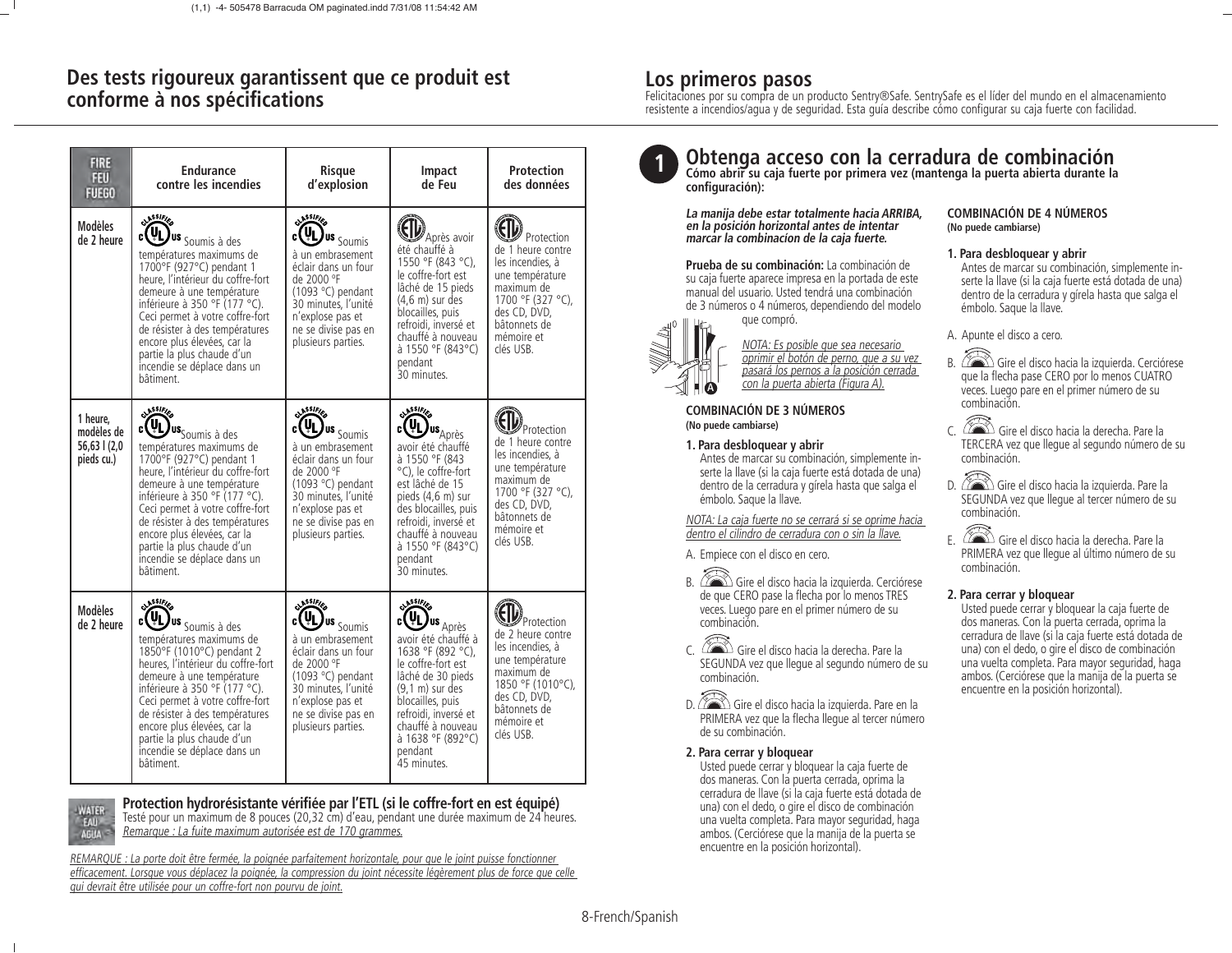## Des tests rigoureux garantissent que ce produit est conforme à nos spécifications

| FIRE FEU FUEGO | Endurance contre les incendies | Risque d'explosion | Impact de Feu | Protection des données |
|---|---|---|---|---|
| Modèles de 2 heure | Soumis à des températures maximums de 1700°F (927°C) pendant 1 heure, l'intérieur du coffre-fort demeure à une température inférieure à 350 °F (177 °C). Ceci permet à votre coffre-fort de résister à des températures encore plus élevées, car la partie la plus chaude d'un incendie se déplace dans un bâtiment. | Soumis à un embrasement éclair dans un four de 2000 °F (1093 °C) pendant 30 minutes, l'unité n'explose pas et ne se divise pas en plusieurs parties. | Après avoir été chauffé à 1550 °F (843 °C), le coffre-fort est lâché de 15 pieds (4,6 m) sur des blocailles, puis refroidi, inversé et chauffé à nouveau à 1550 °F (843°C) pendant 30 minutes. | Protection de 1 heure contre les incendies, à une température maximum de 1700 °F (327 °C), des CD, DVD, bâtonnets de mémoire et clés USB. |
| 1 heure, modèles de 56,63 l (2,0 pieds cu.) | Soumis à des températures maximums de 1700°F (927°C) pendant 1 heure, l'intérieur du coffre-fort demeure à une température inférieure à 350 °F (177 °C). Ceci permet à votre coffre-fort de résister à des températures encore plus élevées, car la partie la plus chaude d'un incendie se déplace dans un bâtiment. | Soumis à un embrasement éclair dans un four de 2000 °F (1093 °C) pendant 30 minutes, l'unité n'explose pas et ne se divise pas en plusieurs parties. | Après avoir été chauffé à 1550 °F (843 °C), le coffre-fort est lâché de 15 pieds (4,6 m) sur des blocailles, puis refroidi, inversé et chauffé à nouveau à 1550 °F (843°C) pendant 30 minutes. | Protection de 1 heure contre les incendies, à une température maximum de 1700 °F (327 °C), des CD, DVD, bâtonnets de mémoire et clés USB. |
| Modèles de 2 heure | Soumis à des températures maximums de 1850°F (1010°C) pendant 2 heures, l'intérieur du coffre-fort demeure à une température inférieure à 350 °F (177 °C). Ceci permet à votre coffre-fort de résister à des températures encore plus élevées, car la partie la plus chaude d'un incendie se déplace dans un bâtiment. | Soumis à un embrasement éclair dans un four de 2000 °F (1093 °C) pendant 30 minutes, l'unité n'explose pas et ne se divise pas en plusieurs parties. | Après avoir été chauffé à 1638 °F (892 °C), le coffre-fort est lâché de 30 pieds (9,1 m) sur des blocailles, puis refroidi, inversé et chauffé à nouveau à 1638 °F (892°C) pendant 45 minutes. | Protection de 2 heure contre les incendies, à une température maximum de 1850 °F (1010°C), des CD, DVD, bâtonnets de mémoire et clés USB. |

WATER EAU AGUA

**Protection hydrorésistante vérifiée par l'ETL (si le coffre-fort en est équipé)**
Testé pour un maximum de 8 pouces (20,32 cm) d'eau, pendant une durée maximum de 24 heures.
_Remarque : La fuite maximum autorisée est de 170 grammes._

_REMARQUE : La porte doit être fermée, la poignée parfaitement horizontale, pour que le joint puisse fonctionner efficacement. Lorsque vous déplacez la poignée, la compression du joint nécessite légèrement plus de force que celle qui devrait être utilisée pour un coffre-fort non pourvu de joint._

## Los primeros pasos

Felicitaciones por su compra de un producto Sentry®Safe. SentrySafe es el líder del mundo en el almacenamiento resistente a incendios/agua y de seguridad. Esta guía describe cómo configurar su caja fuerte con facilidad.

### 1 Obtenga acceso con la cerradura de combinación

**Cómo abrir su caja fuerte por primera vez (mantenga la puerta abierta durante la configuración):**

***La manija debe estar totalmente hacia ARRIBA, en la posición horizontal antes de intentar marcar la combinacíon de la caja fuerte.***

**Prueba de su combinación:** La combinación de su caja fuerte aparece impresa en la portada de este manual del usuario. Usted tendrá una combinación de 3 números o 4 números, dependiendo del modelo que compró.

_NOTA: Es posible que sea necesario oprimir el botón de perno, que a su vez pasará los pernos a la posición cerrada con la puerta abierta (Figura A)._

**COMBINACIÓN DE 3 NÚMEROS**
**(No puede cambiarse)**

**1. Para desbloquear y abrir**
Antes de marcar su combinación, simplemente inserte la llave (si la caja fuerte está dotada de una) dentro de la cerradura y gírela hasta que salga el émbolo. Saque la llave.

_NOTA: La caja fuerte no se cerrará si se oprime hacia dentro el cilindro de cerradura con o sin la llave._

A. Empiece con el disco en cero.

B. Gire el disco hacia la izquierda. Cerciórese de que CERO pase la flecha por lo menos TRES veces. Luego pare en el primer número de su combinación.

C. Gire el disco hacia la derecha. Pare la SEGUNDA vez que llegue al segundo número de su combinación.

D. Gire el disco hacia la izquierda. Pare en la PRIMERA vez que la flecha llegue al tercer número de su combinación.

**2. Para cerrar y bloquear**
Usted puede cerrar y bloquear la caja fuerte de dos maneras. Con la puerta cerrada, oprima la cerradura de llave (si la caja fuerte está dotada de una) con el dedo, o gire el disco de combinación una vuelta completa. Para mayor seguridad, haga ambos. (Cerciórese que la manija de la puerta se encuentre en la posición horizontal).

**COMBINACIÓN DE 4 NÚMEROS**
**(No puede cambiarse)**

**1. Para desbloquear y abrir**
Antes de marcar su combinación, simplemente inserte la llave (si la caja fuerte está dotada de una) dentro de la cerradura y gírela hasta que salga el émbolo. Saque la llave.

A. Apunte el disco a cero.

B. Gire el disco hacia la izquierda. Cerciórese que la flecha pase CERO por lo menos CUATRO veces. Luego pare en el primer número de su combinación.

C. Gire el disco hacia la derecha. Pare la TERCERA vez que llegue al segundo número de su combinación.

D. Gire el disco hacia la izquierda. Pare la SEGUNDA vez que llegue al tercer número de su combinación.

E. Gire el disco hacia la derecha. Pare la PRIMERA vez que llegue al último número de su combinación.

**2. Para cerrar y bloquear**
Usted puede cerrar y bloquear la caja fuerte de dos maneras. Con la puerta cerrada, oprima la cerradura de llave (si la caja fuerte está dotada de una) con el dedo, o gire el disco de combinación una vuelta completa. Para mayor seguridad, haga ambos. (Cerciórese que la manija de la puerta se encuentre en la posición horizontal).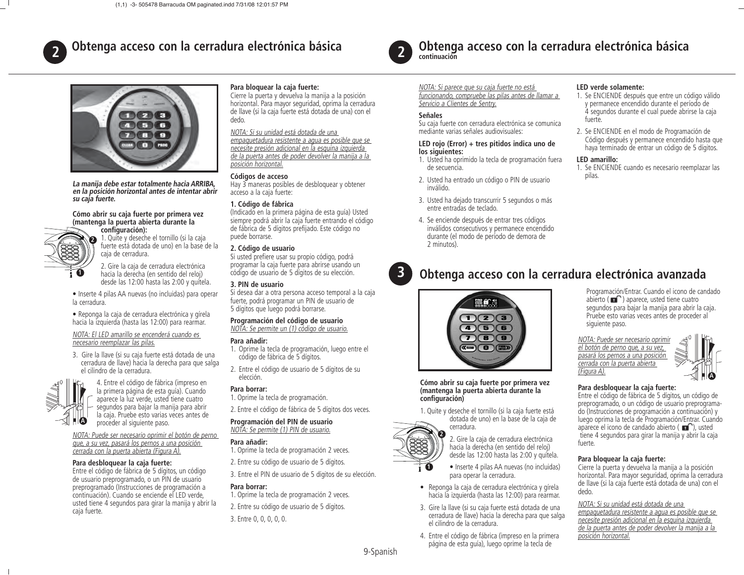## 2 Obtenga acceso con la cerradura electrónica básica

***La manija debe estar totalmente hacia ARRIBA, en la posición horizontal antes de intentar abrir su caja fuerte.***

**Cómo abrir su caja fuerte por primera vez (mantenga la puerta abierta durante la configuración):**

1. Quite y deseche el tornillo (si la caja fuerte está dotada de uno) en la base de la caja de cerradura.

2. Gire la caja de cerradura electrónica hacia la derecha (en sentido del reloj) desde las 12:00 hasta las 2:00 y quítela.

• Inserte 4 pilas AA nuevas (no incluidas) para operar la cerradura.

• Reponga la caja de cerradura electrónica y gírela hacia la izquierda (hasta las 12:00) para rearmar.

*NOTA: El LED amarillo se encenderá cuando es necesario reemplazar las pilas.*

3. Gire la llave (si su caja fuerte está dotada de una cerradura de llave) hacia la derecha para que salga el cilindro de la cerradura.

4. Entre el código de fábrica (impreso en la primera página de esta guía). Cuando aparece la luz verde, usted tiene cuatro segundos para bajar la manija para abrir la caja. Pruebe esto varias veces antes de proceder al siguiente paso.

*NOTA: Puede ser necesario oprimir el botón de perno que, a su vez, pasará los pernos a una posición cerrada con la puerta abierta (Figura A).*

**Para desbloquear la caja fuerte:**
Entre el código de fábrica de 5 dígitos, un código de usuario preprogramado, o un PIN de usuario preprogramado (Instrucciones de programación a continuación). Cuando se enciende el LED verde, usted tiene 4 segundos para girar la manija y abrir la caja fuerte.

**Para bloquear la caja fuerte:**
Cierre la puerta y devuelva la manija a la posición horizontal. Para mayor seguridad, oprima la cerradura de llave (si la caja fuerte está dotada de una) con el dedo.

*NOTA: Si su unidad está dotada de una empaquetadura resistente a agua es posible que se necesite presión adicional en la esquina izquierda de la puerta antes de poder devolver la manija a la posición horizontal.*

**Códigos de acceso**
Hay 3 maneras posibles de desbloquear y obtener acceso a la caja fuerte:

**1. Código de fábrica**
(Indicado en la primera página de esta guía) Usted siempre podrá abrir la caja fuerte entrando el código de fábrica de 5 dígitos prefijado. Este código no puede borrarse.

**2. Código de usuario**
Si usted prefiere usar su propio código, podrá programar la caja fuerte para abrirse usando un código de usuario de 5 dígitos de su elección.

**3. PIN de usuario**
Si desea dar a otra persona acceso temporal a la caja fuerte, podrá programar un PIN de usuario de 5 dígitos que luego podrá borrarse.

**Programación del código de usuario**
*NOTA: Se permite un (1) código de usuario.*

**Para añadir:**
1. Oprime la tecla de programación, luego entre el código de fábrica de 5 dígitos.
2. Entre el código de usuario de 5 dígitos de su elección.

**Para borrar:**
1. Oprime la tecla de programación.
2. Entre el código de fábrica de 5 dígitos dos veces.

**Programación del PIN de usuario**
*NOTA: Se permite (1) PIN de usuario.*

**Para añadir:**
1. Oprime la tecla de programación 2 veces.
2. Entre su código de usuario de 5 dígitos.
3. Entre el PIN de usuario de 5 dígitos de su elección.

**Para borrar:**
1. Oprime la tecla de programación 2 veces.
2. Entre su código de usuario de 5 dígitos.
3. Entre 0, 0, 0, 0, 0.

## 2 Obtenga acceso con la cerradura electrónica básica continuación

*NOTA: Si parece que su caja fuerte no está funcionando, compruebe las pilas antes de llamar a Servicio a Clientes de Sentry.*

**Señales**
Su caja fuerte con cerradura electrónica se comunica mediante varias señales audiovisuales:

**LED rojo (Error) + tres pitidos indica uno de los siguientes:**
1. Usted ha oprimido la tecla de programación fuera de secuencia.
2. Usted ha entrado un código o PIN de usuario inválido.
3. Usted ha dejado transcurrir 5 segundos o más entre entradas de teclado.
4. Se enciende después de entrar tres códigos inválidos consecutivos y permanece encendido durante (el modo de período de demora de 2 minutos).

**LED verde solamente:**
1. Se ENCIENDE después que entre un código válido y permanece encendido durante el período de 4 segundos durante el cual puede abrirse la caja fuerte.
2. Se ENCIENDE en el modo de Programación de Código después y permanece encendido hasta que haya terminado de entrar un código de 5 dígitos.

**LED amarillo:**
1. Se ENCIENDE cuando es necesario reemplazar las pilas.

## 3 Obtenga acceso con la cerradura electrónica avanzada

**Cómo abrir su caja fuerte por primera vez (mantenga la puerta abierta durante la configuración)**

1. Quite y deseche el tornillo (si la caja fuerte está dotada de uno) en la base de la caja de cerradura.

2. Gire la caja de cerradura electrónica hacia la derecha (en sentido del reloj) desde las 12:00 hasta las 2:00 y quítela.

• Inserte 4 pilas AA nuevas (no incluidas) para operar la cerradura.

• Reponga la caja de cerradura electrónica y gírela hacia la izquierda (hasta las 12:00) para rearmar.

3. Gire la llave (si su caja fuerte está dotada de una cerradura de llave) hacia la derecha para que salga el cilindro de la cerradura.

4. Entre el código de fábrica (impreso en la primera página de esta guía), luego oprime la tecla de Programación/Entrar. Cuando el icono de candado abierto ( ) aparece, usted tiene cuatro segundos para bajar la manija para abrir la caja. Pruebe esto varias veces antes de proceder al siguiente paso.

*NOTA: Puede ser necesario oprimir el botón de perno que, a su vez, pasará los pernos a una posición cerrada con la puerta abierta (Figura A).*

**Para desbloquear la caja fuerte:**
Entre el código de fábrica de 5 dígitos, un código de preprogramado, o un código de usuario preprogramado (Instrucciones de programación a continuación) y luego oprima la tecla de Programación/Entrar. Cuando aparece el icono de candado abierto ( ), usted tiene 4 segundos para girar la manija y abrir la caja fuerte.

**Para bloquear la caja fuerte:**
Cierre la puerta y devuelva la manija a la posición horizontal. Para mayor seguridad, oprima la cerradura de llave (si la caja fuerte está dotada de una) con el dedo.

*NOTA: Si su unidad está dotada de una empaquetadura resistente a agua es posible que se necesite presión adicional en la esquina izquierda de la puerta antes de poder devolver la manija a la posición horizontal.*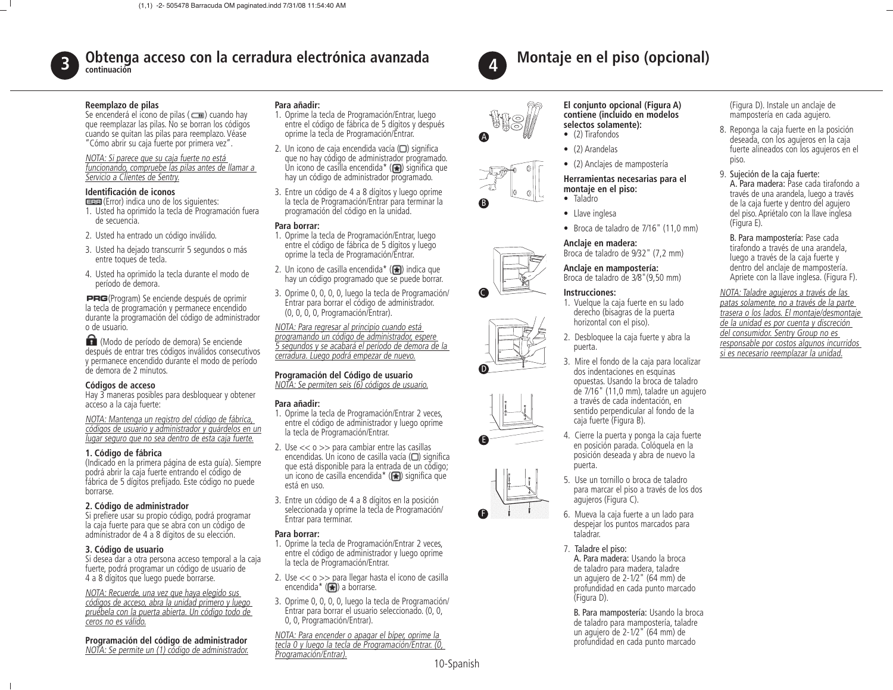## 3 Obtenga acceso con la cerradura electrónica avanzada

**continuación**

**Reemplazo de pilas**
Se encenderá el icono de pilas ( ) cuando hay que reemplazar las pilas. No se borran los códigos cuando se quitan las pilas para reemplazo. Véase "Cómo abrir su caja fuerte por primera vez".

_NOTA: Si parece que su caja fuerte no está funcionando, compruebe las pilas antes de llamar a Servicio a Clientes de Sentry._

**Identificación de iconos**
ERR (Error) indica uno de los siguientes:

1. Usted ha oprimido la tecla de Programación fuera de secuencia.
2. Usted ha entrado un código inválido.
3. Usted ha dejado transcurrir 5 segundos o más entre toques de tecla.
4. Usted ha oprimido la tecla durante el modo de período de demora.

PRG (Program) Se enciende después de oprimir la tecla de programación y permanece encendido durante la programación del código de administrador o de usuario.

(Modo de período de demora) Se enciende después de entrar tres códigos inválidos consecutivos y permanece encendido durante el modo de período de demora de 2 minutos.

**Códigos de acceso**
Hay 3 maneras posibles para desbloquear y obtener acceso a la caja fuerte:

_NOTA: Mantenga un registro del código de fábrica, códigos de usuario y administrador y guárdelos en un lugar seguro que no sea dentro de esta caja fuerte._

**1. Código de fábrica**
(Indicado en la primera página de esta guía). Siempre podrá abrir la caja fuerte entrando el código de fábrica de 5 dígitos prefijado. Este código no puede borrarse.

**2. Código de administrador**
Si prefiere usar su propio código, podrá programar la caja fuerte para que se abra con un código de administrador de 4 a 8 dígitos de su elección.

**3. Código de usuario**
Si desea dar a otra persona acceso temporal a la caja fuerte, podrá programar un código de usuario de 4 a 8 dígitos que luego puede borrarse.

_NOTA: Recuerde, una vez que haya elegido sus códigos de acceso, abra la unidad primero y luego pruébela con la puerta abierta. Un código todo de ceros no es válido._

**Programación del código de administrador**
_NOTA: Se permite un (1) código de administrador._

**Para añadir:**

1. Oprime la tecla de Programación/Entrar, luego entre el código de fábrica de 5 dígitos y después oprime la tecla de Programación/Entrar.
2. Un icono de caja encendida vacía ( ) significa que no hay código de administrador programado. Un icono de casilla encendida* ( ) significa que hay un código de administrador programado.
3. Entre un código de 4 a 8 dígitos y luego oprime la tecla de Programación/Entrar para terminar la programación del código en la unidad.

**Para borrar:**

1. Oprime la tecla de Programación/Entrar, luego entre el código de fábrica de 5 dígitos y luego oprime la tecla de Programación/Entrar.
2. Un icono de casilla encendida* ( ) indica que hay un código programado que se puede borrar.
3. Oprime 0, 0, 0, 0, luego la tecla de Programación/Entrar para borrar el código de administrador. (0, 0, 0, 0, Programación/Entrar).

_NOTA: Para regresar al principio cuando está programando un código de administrador, espere 5 segundos y se acabará el período de demora de la cerradura. Luego podrá empezar de nuevo._

**Programación del Código de usuario**
_NOTA: Se permiten seis (6) códigos de usuario._

**Para añadir:**

1. Oprime la tecla de Programación/Entrar 2 veces, entre el código de administrador y luego oprime la tecla de Programación/Entrar.
2. Use << o >> para cambiar entre las casillas encendidas. Un icono de casilla vacía ( ) significa que está disponible para la entrada de un código; un icono de casilla encendida* ( ) significa que está en uso.
3. Entre un código de 4 a 8 dígitos en la posición seleccionada y oprime la tecla de Programación/Entrar para terminar.

**Para borrar:**

1. Oprime la tecla de Programación/Entrar 2 veces, entre el código de administrador y luego oprime la tecla de Programación/Entrar.
2. Use << o >> para llegar hasta el icono de casilla encendida* ( ) a borrarse.
3. Oprime 0, 0, 0, 0, luego la tecla de Programación/Entrar para borrar el usuario seleccionado. (0, 0, 0, 0, Programación/Entrar).

_NOTA: Para encender o apagar el bíper, oprime la tecla 0 y luego la tecla de Programación/Entrar. (0, Programación/Entrar)._

## 4 Montaje en el piso (opcional)

A

B

C

D

E

F

**El conjunto opcional (Figura A) contiene (incluido en modelos selectos solamente):**

- (2) Tirafondos
- (2) Arandelas
- (2) Anclajes de mampostería

**Herramientas necesarias para el montaje en el piso:**

- Taladro
- Llave inglesa
- Broca de taladro de 7/16" (11,0 mm)

**Anclaje en madera:**
Broca de taladro de 9⁄32" (7,2 mm)

**Anclaje en mampostería:**
Broca de taladro de 3⁄8"(9,50 mm)

**Instrucciones:**

1. Vuelque la caja fuerte en su lado derecho (bisagras de la puerta horizontal con el piso).
2. Desbloquee la caja fuerte y abra la puerta.
3. Mire el fondo de la caja para localizar dos indentaciones en esquinas opuestas. Usando la broca de taladro de 7/16" (11,0 mm), taladre un agujero a través de cada indentación, en sentido perpendicular al fondo de la caja fuerte (Figura B).
4. Cierre la puerta y ponga la caja fuerte en posición parada. Colóquela en la posición deseada y abra de nuevo la puerta.
5. Use un tornillo o broca de taladro para marcar el piso a través de los dos agujeros (Figura C).
6. Mueva la caja fuerte a un lado para despejar los puntos marcados para taladrar.
7. Taladre el piso:
   A. Para madera: Usando la broca de taladro para madera, taladre un agujero de 2-1⁄2" (64 mm) de profundidad en cada punto marcado (Figura D).

   B. Para mampostería: Usando la broca de taladro para mampostería, taladre un agujero de 2-1⁄2" (64 mm) de profundidad en cada punto marcado (Figura D). Instale un anclaje de mampostería en cada agujero.
8. Reponga la caja fuerte en la posición deseada, con los agujeros en la caja fuerte alineados con los agujeros en el piso.
9. Sujeción de la caja fuerte:
   A. Para madera: Pase cada tirafondo a través de una arandela, luego a través de la caja fuerte y dentro del agujero del piso. Apriételo con la llave inglesa (Figura E).

   B. Para mampostería: Pase cada tirafondo a través de una arandela, luego a través de la caja fuerte y dentro del anclaje de mampostería. Apriete con la llave inglesa. (Figura F).

_NOTA: Taladre agujeros a través de las patas solamente, no a través de la parte trasera o los lados. El montaje/desmontaje de la unidad es por cuenta y discreción del consumidor. Sentry Group no es responsable por costos algunos incurridos si es necesario reemplazar la unidad._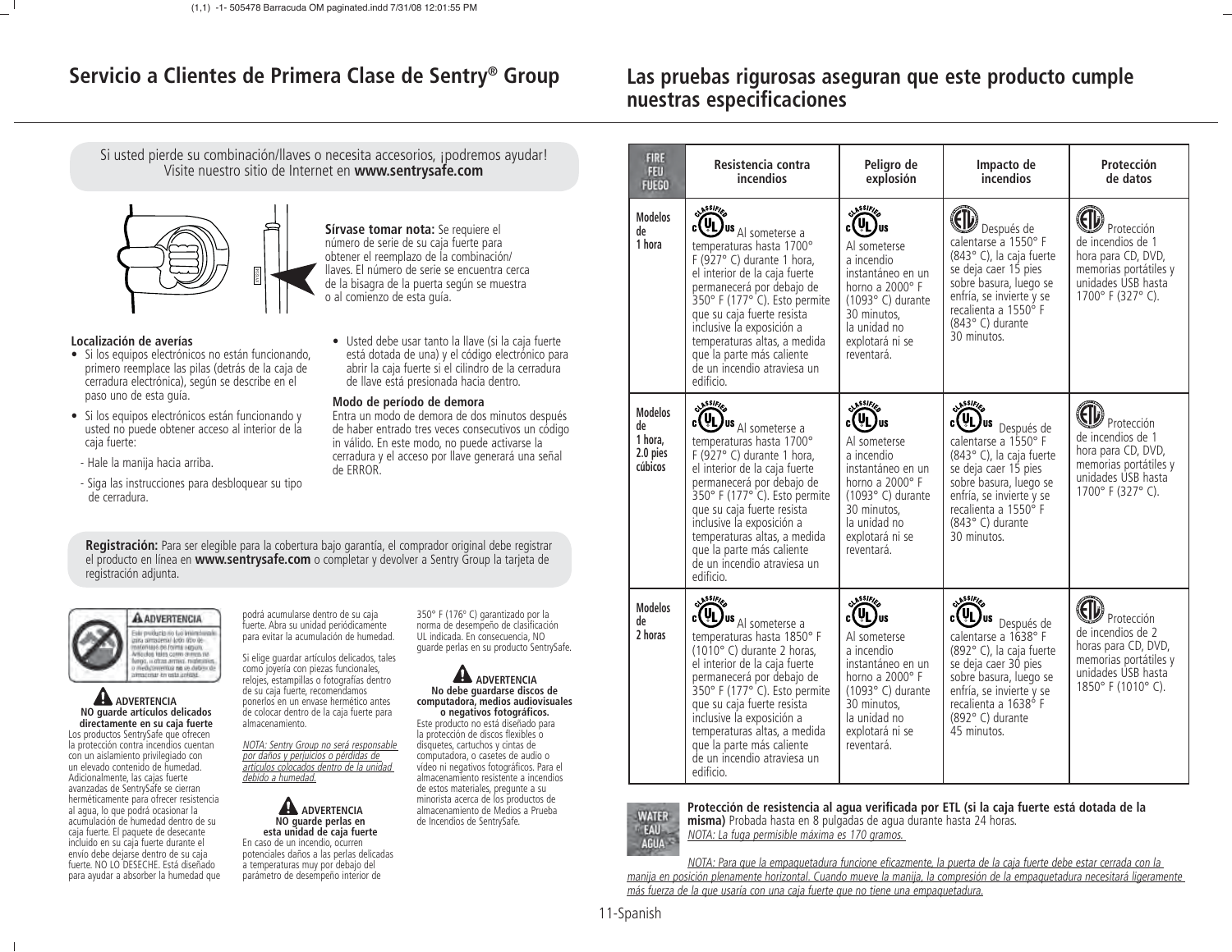# Servicio a Clientes de Primera Clase de Sentry® Group

Si usted pierde su combinación/llaves o necesita accesorios, ¡podremos ayudar! Visite nuestro sitio de Internet en **www.sentrysafe.com**

**Sírvase tomar nota:** Se requiere el número de serie de su caja fuerte para obtener el reemplazo de la combinación/llaves. El número de serie se encuentra cerca de la bisagra de la puerta según se muestra o al comienzo de esta guía.

### Localización de averías

- Si los equipos electrónicos no están funcionando, primero reemplace las pilas (detrás de la caja de cerradura electrónica), según se describe en el paso uno de esta guía.
- Si los equipos electrónicos están funcionando y usted no puede obtener acceso al interior de la caja fuerte:
  - Hale la manija hacia arriba.
  - Siga las instrucciones para desbloquear su tipo de cerradura.
- Usted debe usar tanto la llave (si la caja fuerte está dotada de una) y el código electrónico para abrir la caja fuerte si el cilindro de la cerradura de llave está presionada hacia dentro.

### Modo de período de demora

Entra un modo de demora de dos minutos después de haber entrado tres veces consecutivos un código in válido. En este modo, no puede activarse la cerradura y el acceso por llave generará una señal de ERROR.

**Registración:** Para ser elegible para la cobertura bajo garantía, el comprador original debe registrar el producto en línea en **www.sentrysafe.com** o completar y devolver a Sentry Group la tarjeta de registración adjunta.

**ADVERTENCIA**
**NO guarde artículos delicados directamente en su caja fuerte**
Los productos SentrySafe que ofrecen la protección contra incendios cuentan con un aislamiento privilegiado con un elevado contenido de humedad. Adicionalmente, las cajas fuerte avanzadas de SentrySafe se cierran herméticamente para ofrecer resistencia al agua, lo que podrá ocasionar la acumulación de humedad dentro de su caja fuerte. El paquete de desecante incluido en su caja fuerte durante el envío debe dejarse dentro de su caja fuerte. NO LO DESECHE. Está diseñado para ayudar a absorber la humedad que podrá acumularse dentro de su caja fuerte. Abra su unidad periódicamente para evitar la acumulación de humedad.

Si elige guardar artículos delicados, tales como joyería con piezas funcionales, relojes, estampillas o fotografías dentro de su caja fuerte, recomendamos ponerlos en un envase hermético antes de colocar dentro de la caja fuerte para almacenamiento.

_NOTA: Sentry Group no será responsable por daños y perjuicios o pérdidas de artículos colocados dentro de la unidad debido a humedad._

**ADVERTENCIA**
**NO guarde perlas en esta unidad de caja fuerte**
En caso de un incendio, ocurren potenciales daños a las perlas delicadas a temperaturas muy por debajo del parámetro de desempeño interior de 350° F (176° C) garantizado por la norma de desempeño de clasificación UL indicada. En consecuencia, NO guarde perlas en su producto SentrySafe.

**ADVERTENCIA**
**No debe guardarse discos de computadora, medios audiovisuales o negativos fotográficos.**
Este producto no está diseñado para la protección de discos flexibles o disquetes, cartuchos y cintas de computadora, o casetes de audio o vídeo ni negativos fotográficos. Para el almacenamiento resistente a incendios de estos materiales, pregunte a su minorista acerca de los productos de almacenamiento de Medios a Prueba de Incendios de SentrySafe.

# Las pruebas rigurosas aseguran que este producto cumple nuestras especificaciones

| FIRE FEU FUEGO | Resistencia contra incendios | Peligro de explosión | Impacto de incendios | Protección de datos |
|---|---|---|---|---|
| **Modelos de 1 hora** | Al someterse a temperaturas hasta 1700° F (927° C) durante 1 hora, el interior de la caja fuerte permanecerá por debajo de 350° F (177° C). Esto permite que su caja fuerte resista inclusive la exposición a temperaturas altas, a medida que la parte más caliente de un incendio atraviesa un edificio. | Al someterse a incendio instantáneo en un horno a 2000° F (1093° C) durante 30 minutos, la unidad no explotará ni se reventará. | Después de calentarse a 1550° F (843° C), la caja fuerte se deja caer 15 pies sobre basura, luego se enfría, se invierte y se recalienta a 1550° F (843° C) durante 30 minutos. | Protección de incendios de 1 hora para CD, DVD, memorias portátiles y unidades USB hasta 1700° F (327° C). |
| **Modelos de 1 hora, 2.0 pies cúbicos** | Al someterse a temperaturas hasta 1700° F (927° C) durante 1 hora, el interior de la caja fuerte permanecerá por debajo de 350° F (177° C). Esto permite que su caja fuerte resista inclusive la exposición a temperaturas altas, a medida que la parte más caliente de un incendio atraviesa un edificio. | Al someterse a incendio instantáneo en un horno a 2000° F (1093° C) durante 30 minutos, la unidad no explotará ni se reventará. | Después de calentarse a 1550° F (843° C), la caja fuerte se deja caer 15 pies sobre basura, luego se enfría, se invierte y se recalienta a 1550° F (843° C) durante 30 minutos. | Protección de incendios de 1 hora para CD, DVD, memorias portátiles y unidades USB hasta 1700° F (327° C). |
| **Modelos de 2 horas** | Al someterse a temperaturas hasta 1850° F (1010° C) durante 2 horas, el interior de la caja fuerte permanecerá por debajo de 350° F (177° C). Esto permite que su caja fuerte resista inclusive la exposición a temperaturas altas, a medida que la parte más caliente de un incendio atraviesa un edificio. | Al someterse a incendio instantáneo en un horno a 2000° F (1093° C) durante 30 minutos, la unidad no explotará ni se reventará. | Después de calentarse a 1638° F (892° C), la caja fuerte se deja caer 30 pies sobre basura, luego se enfría, se invierte y se recalienta a 1638° F (892° C) durante 45 minutos. | Protección de incendios de 2 horas para CD, DVD, memorias portátiles y unidades USB hasta 1850° F (1010° C). |

WATER EAU AGUA

**Protección de resistencia al agua verificada por ETL (si la caja fuerte está dotada de la misma)** Probada hasta en 8 pulgadas de agua durante hasta 24 horas.
_NOTA: La fuga permisible máxima es 170 gramos._

_NOTA: Para que la empaquetadura funcione eficazmente, la puerta de la caja fuerte debe estar cerrada con la manija en posición plenamente horizontal. Cuando mueve la manija, la compresión de la empaquetadura necesitará ligeramente más fuerza de la que usaría con una caja fuerte que no tiene una empaquetadura._